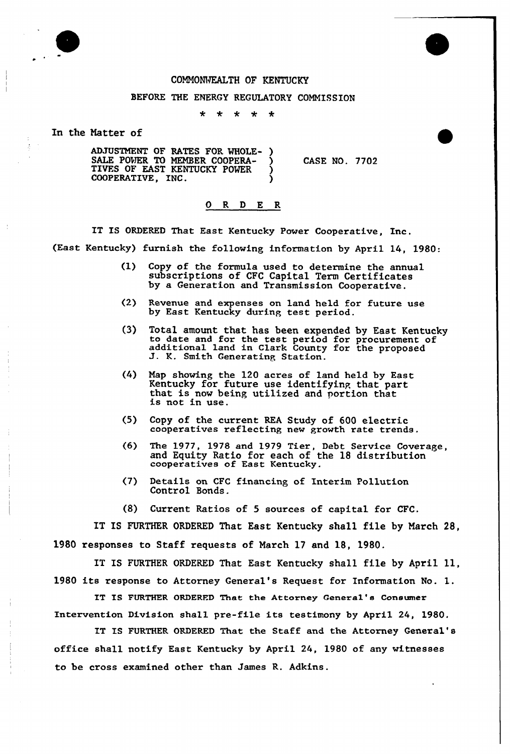COMMONWEALTH OF KENTUCKY

BEFORE THE ENERGY REGULATORY COMMISSION

\* \* \* \* \*

In the Matter of

ADJUSTMENT OF RATES FOR WHOLESALE POWER TO MEMBER COOPERATIVES OF EAST KENTUCKY POWER COOPERATIVE, INC. ) CASE NO. 7702

## O R D E R

IT IS ORDERED That East Kentucky Power Cooperative, Inc. (East Kentucky) furnish the following information by April 14, 1980:

(1) Copy of the formula used to determine the annual subscriptions of CFC Capital Term Certificates by a Generation and Transmission Cooperative.

(2) Revenue and expenses on land held for future use by East Kentucky during test period.

(3) Total amount that has been expended by East Kentucky to date and for the test period for procurement of additional land in Clark County for the proposed J. K. Smith Generating Station.

(4) Map showing the 120 acres of land held by East Kentucky for future use identifying that part that is now being utilized and portion that is not in use.

(5) Copy of the current REA Study of 600 electric cooperatives reflecting new growth rate trends.

(6) The 1977, 1978 and 1979 Tier, Debt Service Coverage, and Equity Ratio for each of the 18 distribution cooperatives of East Kentucky.

(7) Details on CFC financing of Interim Pollution Control Bonds.

(8) Current Ratios of 5 sources of capital for CFC.

IT IS FURTHER ORDERED That East Kentucky shall file by March 28, 1980 responses to Staff requests of March 17 and 18, 1980.

IT IS FURTHER ORDERED That East Kentucky shall file by April 11, 1980 its response to Attorney General's Request for Information No. 1.

IT IS FURTHER ORDERED That the Attorney General's Consumer Intervention Division shall pre-file its testimony by April 24, 1980.

IT IS FURTHER ORDERED That the Staff and the Attorney General's office shall notify East Kentucky by April 24, 1980 of any witnesses to be cross examined other than James R. Adkins.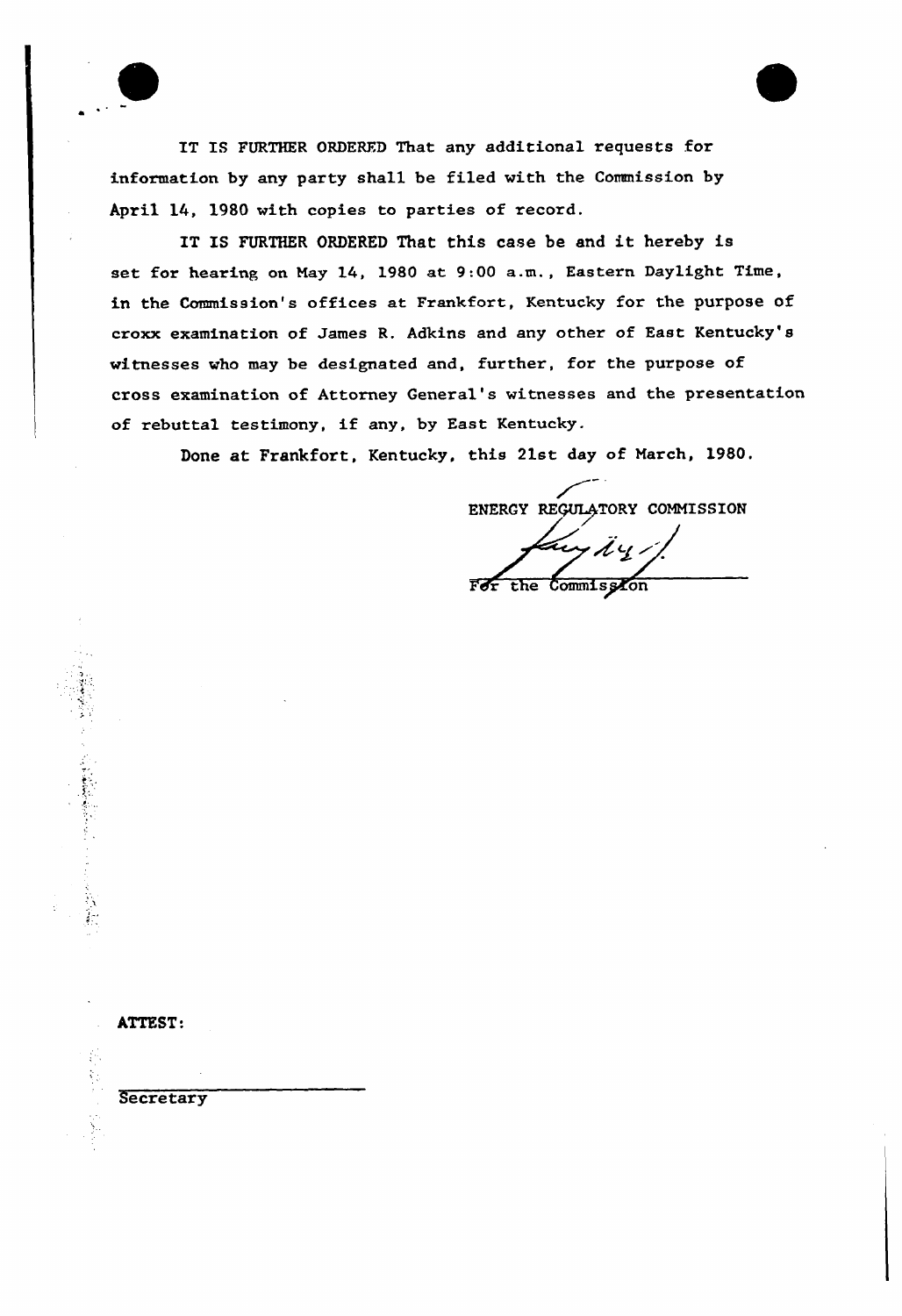IT IS FURTHER ORDERED That any additional requests for information by any party shall be filed with the Commission by April 14, 1980 with copies to parties of record.

IT IS FURTHER ORDERED That this case be and it hereby is set for hearing on May 14, 1980 at 9:00 a.m., Eastern Daylight Time, in the Commission's offices at Frankfort, Kentucky for the purpose of croxx examination of James R. Adkins and any other of East Kentucky's witnesses who may be designated and, further, for the purpose of cross examination of Attorney General's witnesses and the presentation of rebuttal testimony, if any, by East Kentucky.

Done at Frankfort, Kentucky, this 21st day of March, 1980.

ENERGY REGULATORY COMMISSION

For the Commission

ATTEST:

Secretary